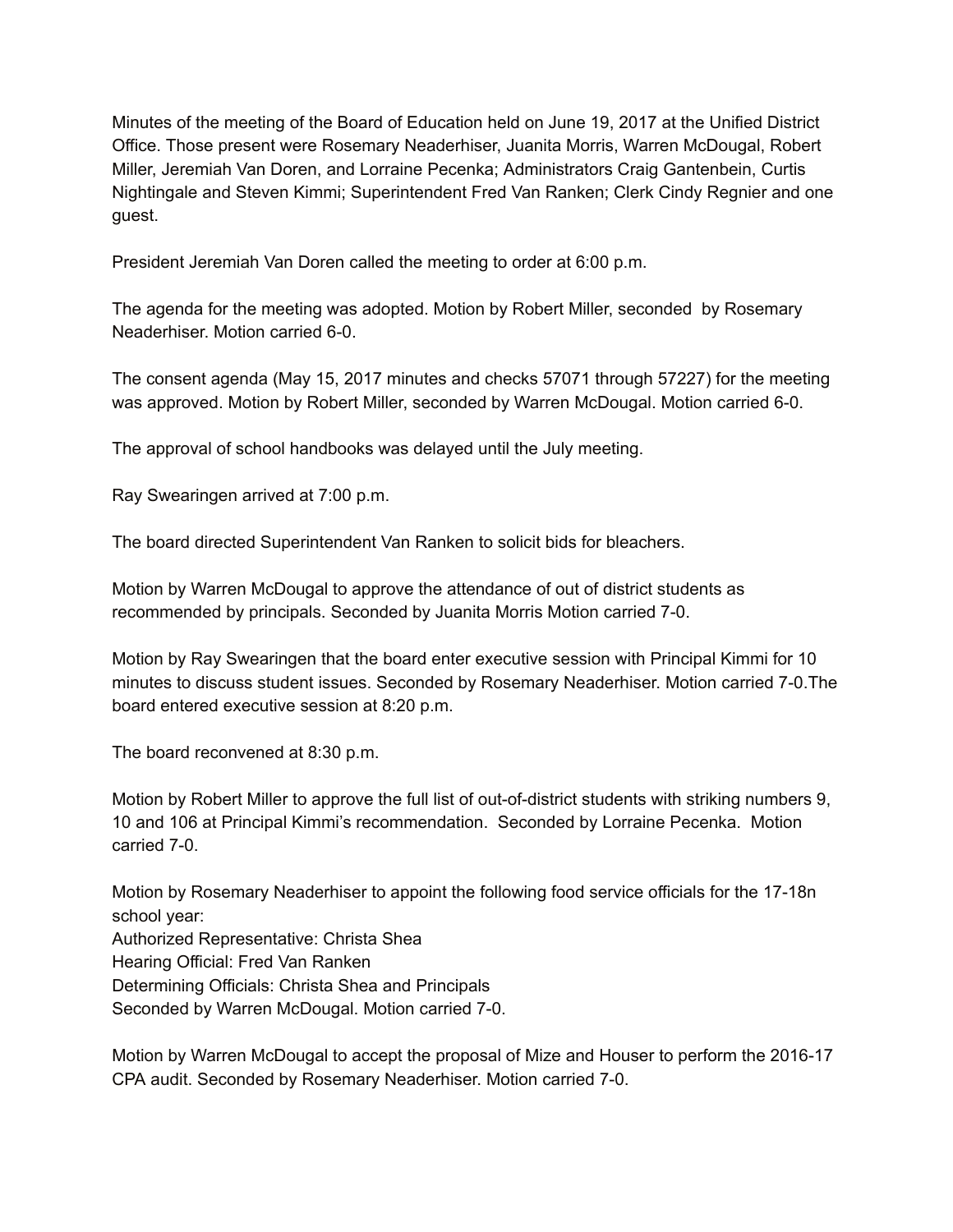Minutes of the meeting of the Board of Education held on June 19, 2017 at the Unified District Office. Those present were Rosemary Neaderhiser, Juanita Morris, Warren McDougal, Robert Miller, Jeremiah Van Doren, and Lorraine Pecenka; Administrators Craig Gantenbein, Curtis Nightingale and Steven Kimmi; Superintendent Fred Van Ranken; Clerk Cindy Regnier and one guest.

President Jeremiah Van Doren called the meeting to order at 6:00 p.m.

The agenda for the meeting was adopted. Motion by Robert Miller, seconded by Rosemary Neaderhiser. Motion carried 6-0.

The consent agenda (May 15, 2017 minutes and checks 57071 through 57227) for the meeting was approved. Motion by Robert Miller, seconded by Warren McDougal. Motion carried 6-0.

The approval of school handbooks was delayed until the July meeting.

Ray Swearingen arrived at 7:00 p.m.

The board directed Superintendent Van Ranken to solicit bids for bleachers.

Motion by Warren McDougal to approve the attendance of out of district students as recommended by principals. Seconded by Juanita Morris Motion carried 7-0.

Motion by Ray Swearingen that the board enter executive session with Principal Kimmi for 10 minutes to discuss student issues. Seconded by Rosemary Neaderhiser. Motion carried 7-0.The board entered executive session at 8:20 p.m.

The board reconvened at 8:30 p.m.

Motion by Robert Miller to approve the full list of out-of-district students with striking numbers 9, 10 and 106 at Principal Kimmi's recommendation. Seconded by Lorraine Pecenka. Motion carried 7-0.

Motion by Rosemary Neaderhiser to appoint the following food service officials for the 17-18n school year:
Authorized Representative: Christa Shea
Hearing Official: Fred Van Ranken
Determining Officials: Christa Shea and Principals
Seconded by Warren McDougal. Motion carried 7-0.

Motion by Warren McDougal to accept the proposal of Mize and Houser to perform the 2016-17 CPA audit. Seconded by Rosemary Neaderhiser. Motion carried 7-0.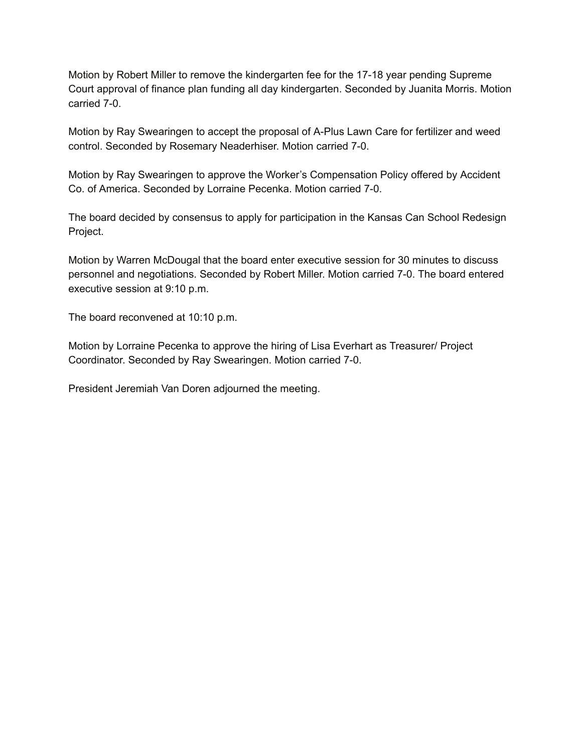Motion by Robert Miller to remove the kindergarten fee for the 17-18 year pending Supreme Court approval of finance plan funding all day kindergarten. Seconded by Juanita Morris. Motion carried 7-0.

Motion by Ray Swearingen to accept the proposal of A-Plus Lawn Care for fertilizer and weed control. Seconded by Rosemary Neaderhiser. Motion carried 7-0.

Motion by Ray Swearingen to approve the Worker's Compensation Policy offered by Accident Co. of America. Seconded by Lorraine Pecenka. Motion carried 7-0.

The board decided by consensus to apply for participation in the Kansas Can School Redesign Project.

Motion by Warren McDougal that the board enter executive session for 30 minutes to discuss personnel and negotiations. Seconded by Robert Miller. Motion carried 7-0. The board entered executive session at 9:10 p.m.

The board reconvened at 10:10 p.m.

Motion by Lorraine Pecenka to approve the hiring of Lisa Everhart as Treasurer/ Project Coordinator. Seconded by Ray Swearingen. Motion carried 7-0.

President Jeremiah Van Doren adjourned the meeting.